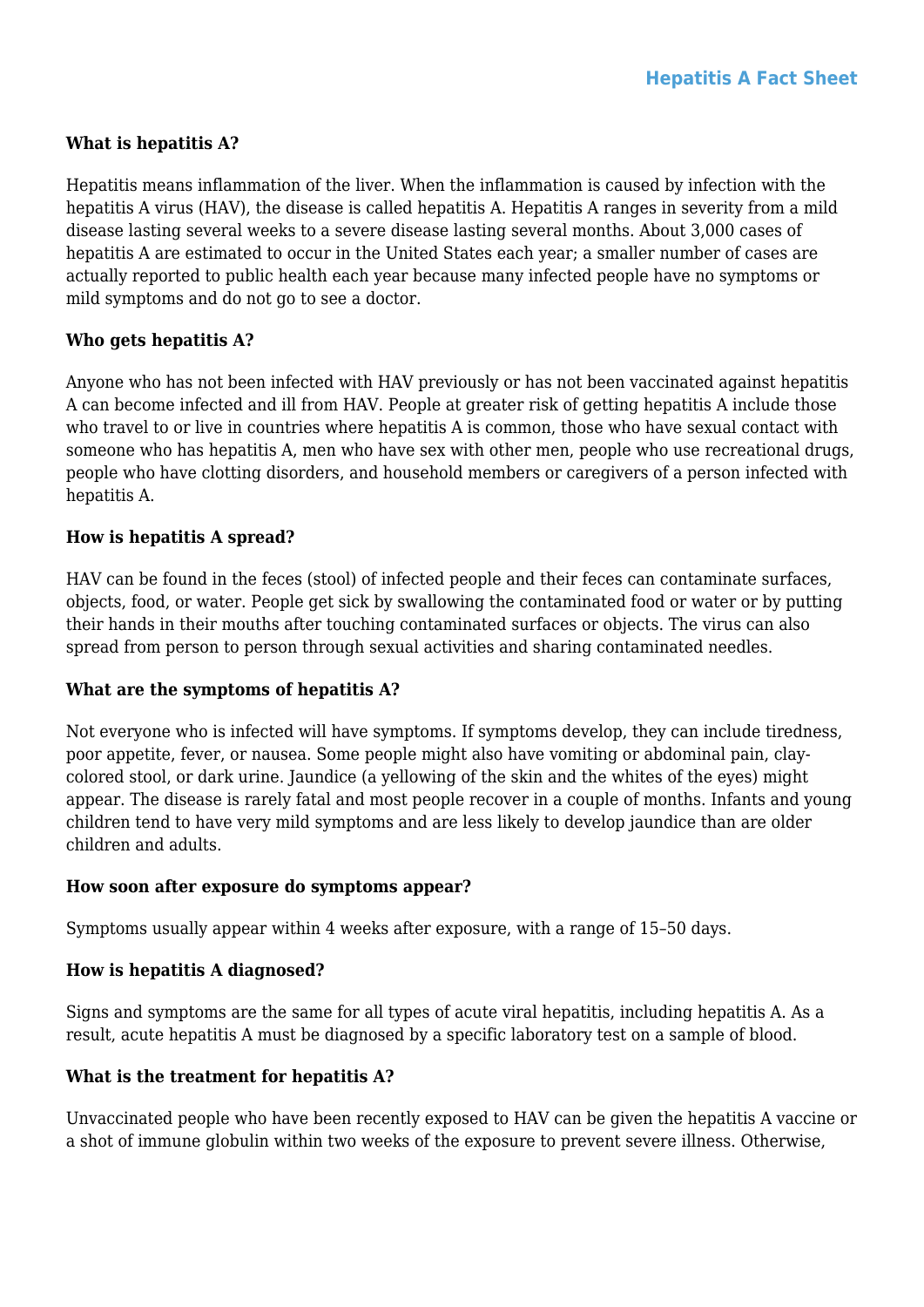# Hepatitis A Fact Sheet

### What is hepatitis A?

Hepatitis means inflammation of the liver. When the inflammation is caused by infection with the hepatitis A virus (HAV), the disease is called hepatitis A. Hepatitis A ranges in severity from a mild disease lasting several weeks to a severe disease lasting several months. About 3,000 cases of hepatitis A are estimated to occur in the United States each year; a smaller number of cases are actually reported to public health each year because many infected people have no symptoms or mild symptoms and do not go to see a doctor.

### Who gets hepatitis A?

Anyone who has not been infected with HAV previously or has not been vaccinated against hepatitis A can become infected and ill from HAV. People at greater risk of getting hepatitis A include those who travel to or live in countries where hepatitis A is common, those who have sexual contact with someone who has hepatitis A, men who have sex with other men, people who use recreational drugs, people who have clotting disorders, and household members or caregivers of a person infected with hepatitis A.

### How is hepatitis A spread?

HAV can be found in the feces (stool) of infected people and their feces can contaminate surfaces, objects, food, or water. People get sick by swallowing the contaminated food or water or by putting their hands in their mouths after touching contaminated surfaces or objects. The virus can also spread from person to person through sexual activities and sharing contaminated needles.

### What are the symptoms of hepatitis A?

Not everyone who is infected will have symptoms. If symptoms develop, they can include tiredness, poor appetite, fever, or nausea. Some people might also have vomiting or abdominal pain, clay-colored stool, or dark urine. Jaundice (a yellowing of the skin and the whites of the eyes) might appear. The disease is rarely fatal and most people recover in a couple of months. Infants and young children tend to have very mild symptoms and are less likely to develop jaundice than are older children and adults.

### How soon after exposure do symptoms appear?

Symptoms usually appear within 4 weeks after exposure, with a range of 15–50 days.

### How is hepatitis A diagnosed?

Signs and symptoms are the same for all types of acute viral hepatitis, including hepatitis A. As a result, acute hepatitis A must be diagnosed by a specific laboratory test on a sample of blood.

### What is the treatment for hepatitis A?

Unvaccinated people who have been recently exposed to HAV can be given the hepatitis A vaccine or a shot of immune globulin within two weeks of the exposure to prevent severe illness. Otherwise,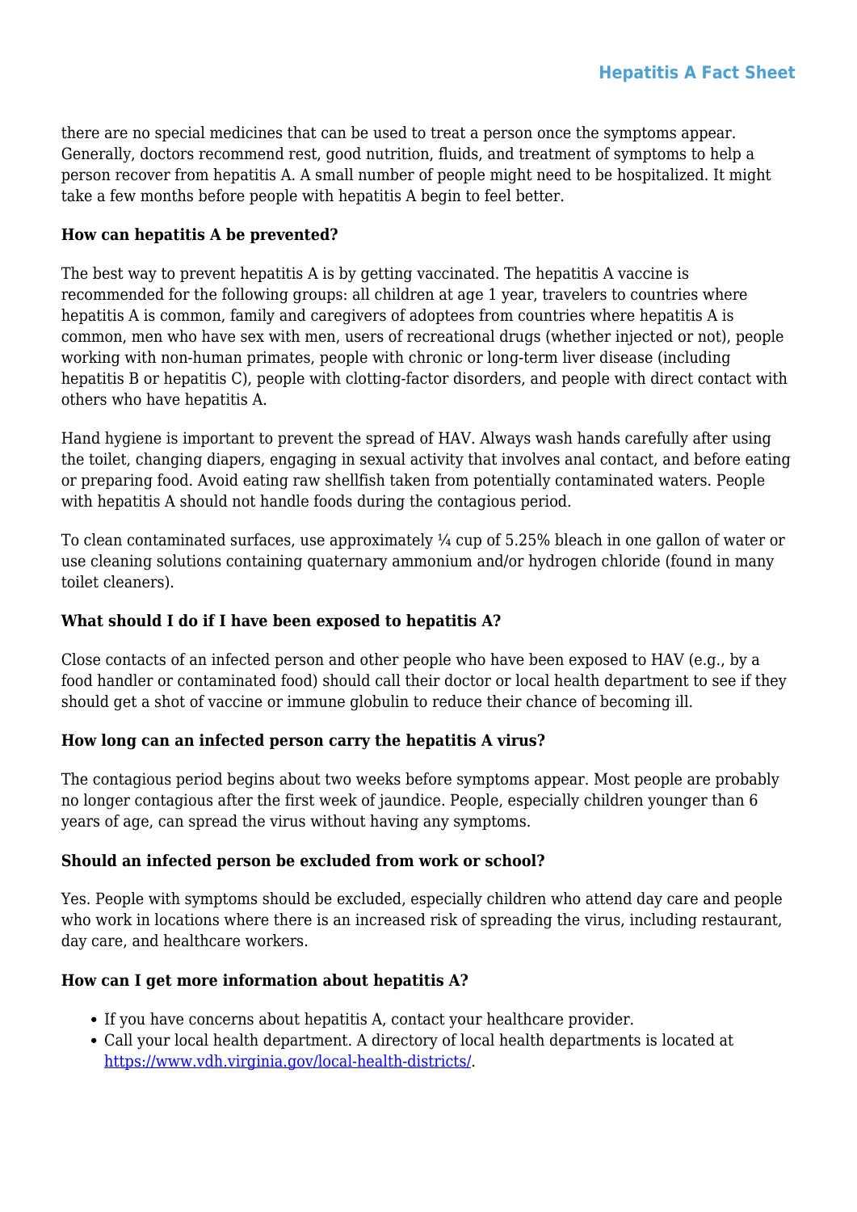there are no special medicines that can be used to treat a person once the symptoms appear. Generally, doctors recommend rest, good nutrition, fluids, and treatment of symptoms to help a person recover from hepatitis A. A small number of people might need to be hospitalized. It might take a few months before people with hepatitis A begin to feel better.

**How can hepatitis A be prevented?**

The best way to prevent hepatitis A is by getting vaccinated. The hepatitis A vaccine is recommended for the following groups: all children at age 1 year, travelers to countries where hepatitis A is common, family and caregivers of adoptees from countries where hepatitis A is common, men who have sex with men, users of recreational drugs (whether injected or not), people working with non-human primates, people with chronic or long-term liver disease (including hepatitis B or hepatitis C), people with clotting-factor disorders, and people with direct contact with others who have hepatitis A.

Hand hygiene is important to prevent the spread of HAV. Always wash hands carefully after using the toilet, changing diapers, engaging in sexual activity that involves anal contact, and before eating or preparing food. Avoid eating raw shellfish taken from potentially contaminated waters. People with hepatitis A should not handle foods during the contagious period.

To clean contaminated surfaces, use approximately ¼ cup of 5.25% bleach in one gallon of water or use cleaning solutions containing quaternary ammonium and/or hydrogen chloride (found in many toilet cleaners).

**What should I do if I have been exposed to hepatitis A?**

Close contacts of an infected person and other people who have been exposed to HAV (e.g., by a food handler or contaminated food) should call their doctor or local health department to see if they should get a shot of vaccine or immune globulin to reduce their chance of becoming ill.

**How long can an infected person carry the hepatitis A virus?**

The contagious period begins about two weeks before symptoms appear. Most people are probably no longer contagious after the first week of jaundice. People, especially children younger than 6 years of age, can spread the virus without having any symptoms.

**Should an infected person be excluded from work or school?**

Yes. People with symptoms should be excluded, especially children who attend day care and people who work in locations where there is an increased risk of spreading the virus, including restaurant, day care, and healthcare workers.

**How can I get more information about hepatitis A?**

- If you have concerns about hepatitis A, contact your healthcare provider.
- Call your local health department. A directory of local health departments is located at https://www.vdh.virginia.gov/local-health-districts/.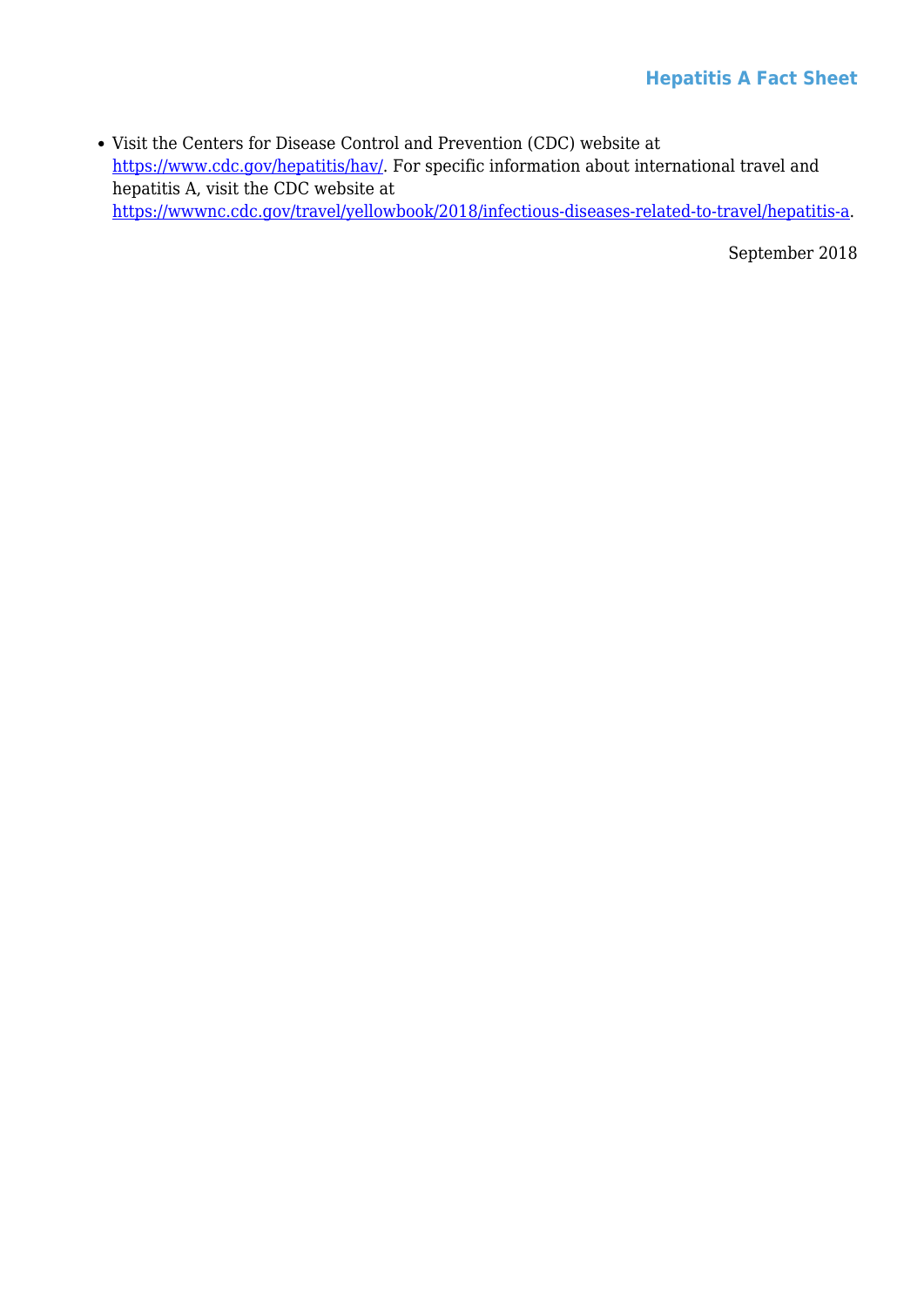- Visit the Centers for Disease Control and Prevention (CDC) website at https://www.cdc.gov/hepatitis/hav/. For specific information about international travel and hepatitis A, visit the CDC website at https://wwwnc.cdc.gov/travel/yellowbook/2018/infectious-diseases-related-to-travel/hepatitis-a.

September 2018